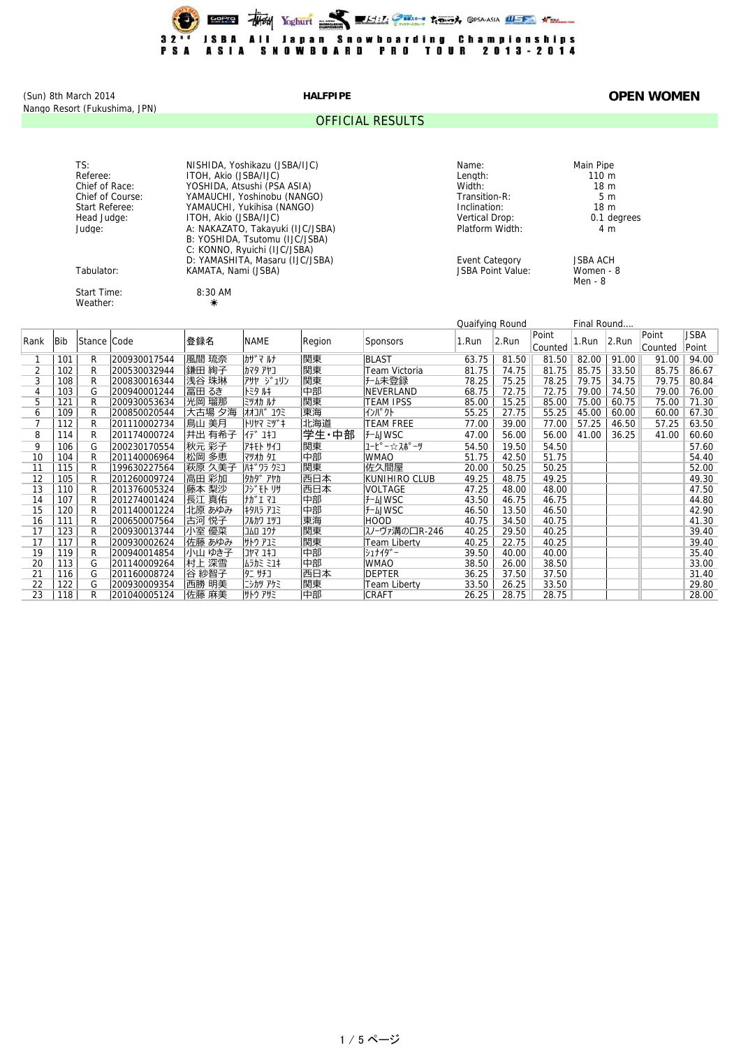# 32nd JSBA All Japan Snowboarding Championships
# PSA ASIA SNOWBOARD PRO TOUR 2013-2014

(Sun) 8th March 2014
Nango Resort (Fukushima, JPN)

**HALFPIPE**

**OPEN WOMEN**

## OFFICIAL RESULTS

| | |
|---|---|
| TS: | NISHIDA, Yoshikazu (JSBA/IJC) |
| Referee: | ITOH, Akio (JSBA/IJC) |
| Chief of Race: | YOSHIDA, Atsushi (PSA ASIA) |
| Chief of Course: | YAMAUCHI, Yoshinobu (NANGO) |
| Start Referee: | YAMAUCHI, Yukihisa (NANGO) |
| Head Judge: | ITOH, Akio (JSBA/IJC) |
| Judge: | A: NAKAZATO, Takayuki (IJC/JSBA)<br>B: YOSHIDA, Tsutomu (IJC/JSBA)<br>C: KONNO, Ryuichi (IJC/JSBA)<br>D: YAMASHITA, Masaru (IJC/JSBA) |
| Tabulator: | KAMATA, Nami (JSBA) |
| Start Time: | 8:30 AM |
| Weather: | ☀ |

| | |
|---|---|
| Name: | Main Pipe |
| Length: | 110 m |
| Width: | 18 m |
| Transition-R: | 5 m |
| Inclination: | 18 m |
| Vertical Drop: | 0.1 degrees |
| Platform Width: | 4 m |
| Event Category | JSBA ACH |
| JSBA Point Value: | Women - 8<br>Men - 8 |

| Rank | Bib | Stance | Code | 登録名 | NAME | Region | Sponsors | Quaifying Round 1.Run | 2.Run | Point Counted | Final Round.... 1.Run | 2.Run | Point Counted | JSBA Point |
|---|---|---|---|---|---|---|---|---|---|---|---|---|---|---|
| 1 | 101 | R | 200930017544 | 風間 琉奈 | ｶｻﾞﾏ ﾙﾅ | 関東 | BLAST | 63.75 | 81.50 | 81.50 | 82.00 | 91.00 | 91.00 | 94.00 |
| 2 | 102 | R | 200530032944 | 鎌田 絢子 | ｶﾏﾀ ｱﾔｺ | 関東 | Team Victoria | 81.75 | 74.75 | 81.75 | 85.75 | 33.50 | 85.75 | 86.67 |
| 3 | 108 | R | 200830016344 | 浅谷 珠琳 | ｱｻﾔ ｼﾞｭﾘﾝ | 関東 | ﾁｰﾑ未登録 | 78.25 | 75.25 | 78.25 | 79.75 | 34.75 | 79.75 | 80.84 |
| 4 | 103 | G | 200940001244 | 冨田 るき | ﾄﾐﾀ ﾙｷ | 中部 | NEVERLAND | 68.75 | 72.75 | 72.75 | 79.00 | 74.50 | 79.00 | 76.00 |
| 5 | 121 | R | 200930053634 | 光岡 瑠那 | ﾐﾂｵｶ ﾙﾅ | 関東 | TEAM IPSS | 85.00 | 15.25 | 85.00 | 75.00 | 60.75 | 75.00 | 71.30 |
| 6 | 109 | R | 200850020544 | 大古場 夕海 | ｵｵｺﾊﾞ ﾕｳﾐ | 東海 | ｲﾝﾊﾟｸﾄ | 55.25 | 27.75 | 55.25 | 45.00 | 60.00 | 60.00 | 67.30 |
| 7 | 112 | R | 201110002734 | 鳥山 美月 | ﾄﾘﾔﾏ ﾐﾂﾞｷ | 北海道 | TEAM FREE | 77.00 | 39.00 | 77.00 | 57.25 | 46.50 | 57.25 | 63.50 |
| 8 | 114 | R | 201174000724 | 井出 有希子 | ｲﾃﾞ ﾕｷｺ | 学生・中部 | ﾁｰﾑJWSC | 47.00 | 56.00 | 56.00 | 41.00 | 36.25 | 41.00 | 60.60 |
| 9 | 106 | G | 200230170554 | 秋元 彩子 | ｱｷﾓﾄ ｻｲｺ | 関東 | ﾕｰﾋﾟｰ☆ｽﾎﾟｰﾂ | 54.50 | 19.50 | 54.50 | | | | 57.60 |
| 10 | 104 | R | 201140006964 | 松岡 多恵 | ﾏﾂｵｶ ﾀｴ | 中部 | WMAO | 51.75 | 42.50 | 51.75 | | | | 54.40 |
| 11 | 115 | R | 199630227564 | 萩原 久美子 | ﾊｷﾞﾜﾗ ｸﾐｺ | 関東 | 佐久間屋 | 20.00 | 50.25 | 50.25 | | | | 52.00 |
| 12 | 105 | R | 201260009724 | 高田 彩加 | ﾀｶﾀﾞ ｱﾔｶ | 西日本 | KUNIHIRO CLUB | 49.25 | 48.75 | 49.25 | | | | 49.30 |
| 13 | 110 | R | 201376005324 | 藤本 梨沙 | ﾌｼﾞﾓﾄ ﾘｻ | 西日本 | VOLTAGE | 47.25 | 48.00 | 48.00 | | | | 47.50 |
| 14 | 107 | R | 201274001424 | 長江 真佑 | ﾅｶﾞｴ ﾏﾕ | 中部 | ﾁｰﾑWSC | 43.50 | 46.75 | 46.75 | | | | 44.80 |
| 15 | 120 | R | 201140001224 | 北原 あゆみ | ｷﾀﾊﾗ ｱﾕﾐ | 中部 | ﾁｰﾑWSC | 46.50 | 13.50 | 46.50 | | | | 42.90 |
| 16 | 111 | R | 200650007564 | 古河 悦子 | ﾌﾙｶﾜ ｴﾂｺ | 東海 | HOOD | 40.75 | 34.50 | 40.75 | | | | 41.30 |
| 17 | 123 | R | 200930013744 | 小室 優菜 | ｺﾑﾛ ﾕｳﾅ | 関東 | ｽﾉｰｳﾞｧ溝の口R-246 | 40.25 | 29.50 | 40.25 | | | | 39.40 |
| 17 | 117 | R | 200930002624 | 佐藤 あゆみ | ｻﾄｳ ｱﾕﾐ | 関東 | Team Liberty | 40.25 | 22.75 | 40.25 | | | | 39.40 |
| 19 | 119 | R | 200940014854 | 小山 ゆき子 | ｺﾔﾏ ﾕｷｺ | 中部 | ｼｭﾅｲﾀﾞｰ | 39.50 | 40.00 | 40.00 | | | | 35.40 |
| 20 | 113 | G | 201140009264 | 村上 深雪 | ﾑﾗｶﾐ ﾐﾕｷ | 中部 | WMAO | 38.50 | 26.00 | 38.50 | | | | 33.00 |
| 21 | 116 | G | 201160008724 | 谷 紗智子 | ﾀﾆ ｻﾁｺ | 西日本 | DEPTER | 36.25 | 37.50 | 37.50 | | | | 31.40 |
| 22 | 122 | G | 200930009354 | 西勝 明美 | ﾆｼｶﾂ ｱｹﾐ | 関東 | Team Liberty | 33.50 | 26.25 | 33.50 | | | | 29.80 |
| 23 | 118 | R | 201040005124 | 佐藤 麻美 | ｻﾄｳ ｱｻﾐ | 中部 | CRAFT | 26.25 | 28.75 | 28.75 | | | | 28.00 |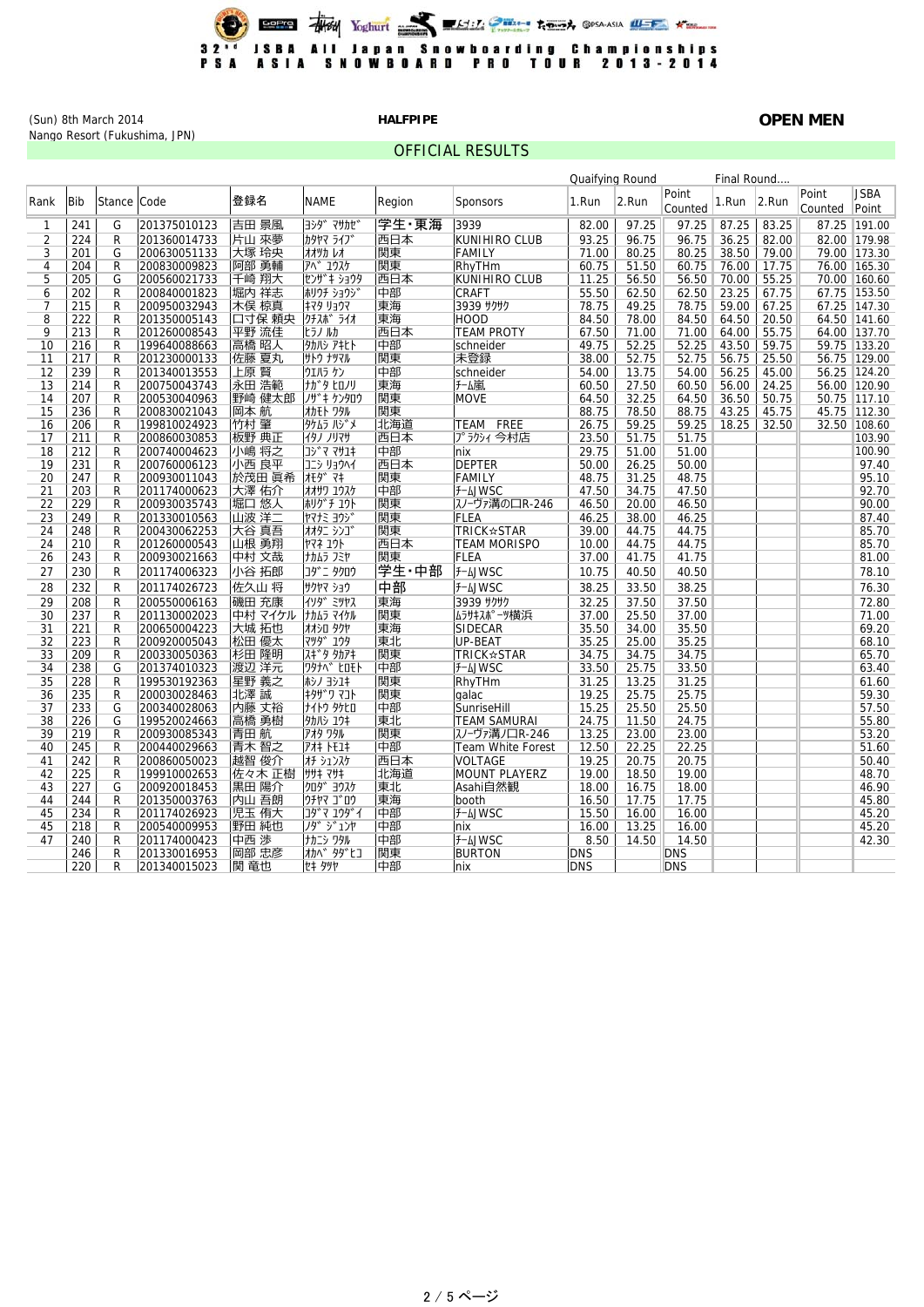# 32nd JSBA All Japan Snowboarding Championships
# PSA ASIA SNOWBOARD PRO TOUR 2013-2014

(Sun) 8th March 2014
Nango Resort (Fukushima, JPN)

**HALFPIPE**

**OPEN MEN**

## OFFICIAL RESULTS

| Rank | Bib | Stance | Code | 登録名 | NAME | Region | Sponsors | Quaifying Round 1.Run | 2.Run | Point Counted | Final Round.... 1.Run | 2.Run | Point Counted | JSBA Point |
|---|---|---|---|---|---|---|---|---|---|---|---|---|---|---|
| 1 | 241 | G | 201375010123 | 吉田 景風 | ﾖｼﾀﾞ ﾏｻｶｾﾞ | 学生・東海 | 3939 | 82.00 | 97.25 | 97.25 | 87.25 | 83.25 | 87.25 | 191.00 |
| 2 | 224 | R | 201360014733 | 片山 来夢 | ｶﾀﾔﾏ ﾗｲﾌﾞ | 西日本 | KUNIHIRO CLUB | 93.25 | 96.75 | 96.75 | 36.25 | 82.00 | 82.00 | 179.98 |
| 3 | 201 | G | 200630051133 | 大塚 玲央 | ｵｵﾂｶ ﾚｵ | 関東 | FAMILY | 71.00 | 80.25 | 80.25 | 38.50 | 79.00 | 79.00 | 173.30 |
| 4 | 204 | R | 200830009823 | 阿部 勇輔 | ｱﾍﾞ ﾕｳｽｹ | 関東 | RhyTHm | 60.75 | 51.50 | 60.75 | 76.00 | 17.75 | 76.00 | 165.30 |
| 5 | 205 | G | 200560021733 | 千崎 翔大 | ｾﾝｻﾞｷ ｼｮｳﾀ | 西日本 | KUNIHIRO CLUB | 11.25 | 56.50 | 56.50 | 70.00 | 55.25 | 70.00 | 160.60 |
| 6 | 202 | R | 200840001823 | 堀内 祥志 | ﾎﾘｳﾁ ｼｮｳｼﾞ | 中部 | CRAFT | 55.50 | 62.50 | 62.50 | 23.25 | 67.75 | 67.75 | 153.50 |
| 7 | 215 | R | 200950032943 | 木俣 椋真 | ｷﾏﾀ ﾘｮｳﾏ | 東海 | 3939 ｻｸｻｸ | 78.75 | 49.25 | 78.75 | 59.00 | 67.25 | 67.25 | 147.30 |
| 8 | 222 | R | 201350005143 | 口寸保 頼央 | ｸﾁｽﾎﾞ ﾗｲｵ | 東海 | HOOD | 84.50 | 78.00 | 84.50 | 64.50 | 20.50 | 64.50 | 141.60 |
| 9 | 213 | R | 201260008543 | 平野 流佳 | ﾋﾗﾉ ﾙｶ | 西日本 | TEAM PROTY | 67.50 | 71.00 | 71.00 | 64.00 | 55.75 | 64.00 | 137.70 |
| 10 | 216 | R | 199640088663 | 高橋 昭人 | ﾀｶﾊｼ ｱｷﾋﾄ | 中部 | schneider | 49.75 | 52.25 | 52.25 | 43.50 | 59.75 | 59.75 | 133.20 |
| 11 | 217 | R | 201230000133 | 佐藤 夏丸 | ｻﾄｳ ﾅﾂﾏﾙ | 関東 | 未登録 | 38.00 | 52.75 | 52.75 | 56.75 | 25.50 | 56.75 | 129.00 |
| 12 | 239 | R | 201340013553 | 上原 賢 | ｳｴﾊﾗ ｹﾝ | 中部 | schneider | 54.00 | 13.75 | 54.00 | 56.25 | 45.00 | 56.25 | 124.20 |
| 13 | 214 | R | 200750043743 | 永田 浩範 | ﾅｶﾞﾀ ﾋﾛﾉﾘ | 東海 | ﾁｰﾑ嵐 | 60.50 | 27.50 | 60.50 | 56.00 | 24.25 | 56.00 | 120.90 |
| 14 | 207 | R | 200530040963 | 野崎 健太郎 | ﾉｻﾞｷ ｹﾝﾀﾛｳ | 関東 | MOVE | 64.50 | 32.25 | 64.50 | 36.50 | 50.75 | 50.75 | 117.10 |
| 15 | 236 | R | 200830021043 | 岡本 航 | ｵｶﾓﾄ ﾜﾀﾙ | 関東 | | 88.75 | 78.50 | 88.75 | 43.25 | 45.75 | 45.75 | 112.30 |
| 16 | 206 | R | 199810024923 | 竹村 肇 | ﾀｹﾑﾗ ﾊｼﾞﾒ | 北海道 | TEAM FREE | 26.75 | 59.25 | 59.25 | 18.25 | 32.50 | 32.50 | 108.60 |
| 17 | 211 | R | 200860030853 | 板野 典正 | ｲﾀﾉ ﾉﾘﾏｻ | 西日本 | ﾌﾟﾗｸｼｲ 今村店 | 23.50 | 51.75 | 51.75 | | | | 103.90 |
| 18 | 212 | R | 200740004623 | 小嶋 将之 | ｺｼﾞﾏ ﾏｻﾕｷ | 中部 | nix | 29.75 | 51.00 | 51.00 | | | | 100.90 |
| 19 | 231 | R | 200760006123 | 小西 良平 | ｺﾆｼ ﾘｮｳﾍｲ | 西日本 | DEPTER | 50.00 | 26.25 | 50.00 | | | | 97.40 |
| 20 | 247 | R | 200930011043 | 於茂田 眞希 | ｵﾓﾀﾞ ﾏｷ | 関東 | FAMILY | 48.75 | 31.25 | 48.75 | | | | 95.10 |
| 21 | 203 | R | 201174000623 | 大澤 佑介 | ｵｵｻﾜ ﾕｳｽｹ | 中部 | ﾁｰﾑJWSC | 47.50 | 34.75 | 47.50 | | | | 92.70 |
| 22 | 229 | R | 200930035743 | 堀口 悠人 | ﾎﾘｸﾞﾁ ﾕｳﾄ | 関東 | ｽﾉｰｳﾞｧ溝ノ口R-246 | 46.50 | 20.00 | 46.50 | | | | 90.00 |
| 23 | 249 | R | 201330010563 | 山波 洋二 | ﾔﾏﾅﾐ ﾖｳｼﾞ | 関東 | FLEA | 46.25 | 38.00 | 46.25 | | | | 87.40 |
| 24 | 248 | R | 200430062253 | 大谷 真吾 | ｵｵﾀﾆ ｼﾝｺﾞ | 関東 | TRICK☆STAR | 39.00 | 44.75 | 44.75 | | | | 85.70 |
| 24 | 210 | R | 201260000543 | 山根 勇翔 | ﾔﾏﾈ ﾕｳﾄ | 西日本 | TEAM MORISPO | 10.00 | 44.75 | 44.75 | | | | 85.70 |
| 26 | 243 | R | 200930021663 | 中村 文哉 | ﾅｶﾑﾗ ﾌﾐﾔ | 関東 | FLEA | 37.00 | 41.75 | 41.75 | | | | 81.00 |
| 27 | 230 | R | 201174006323 | 小谷 拓郎 | ｺﾀﾞﾆ ﾀｸﾛｳ | 学生・中部 | ﾁｰﾑJWSC | 10.75 | 40.50 | 40.50 | | | | 78.10 |
| 28 | 232 | R | 201174026723 | 佐久山 将 | ｻｸﾔﾏ ｼｮｳ | 中部 | ﾁｰﾑJWSC | 38.25 | 33.50 | 38.25 | | | | 76.30 |
| 29 | 208 | R | 200550006163 | 磯田 充康 | ｲｿﾀﾞ ﾐﾂﾔｽ | 東海 | 3939 ｻｸｻｸ | 32.25 | 37.50 | 37.50 | | | | 72.80 |
| 30 | 237 | R | 201130002023 | 中村 マイケル | ﾅｶﾑﾗ ﾏｲｹﾙ | 関東 | ﾑﾗｻｷｽﾎﾟｰﾂ横浜 | 37.00 | 25.50 | 37.00 | | | | 71.00 |
| 31 | 221 | R | 200650004223 | 大城 拓也 | ｵｵｼﾛ ﾀｸﾔ | 東海 | SIDECAR | 35.50 | 34.00 | 35.50 | | | | 69.20 |
| 32 | 223 | R | 200920005043 | 松田 優太 | ﾏﾂﾀﾞ ﾕｳﾀ | 東北 | UP-BEAT | 35.25 | 25.00 | 35.25 | | | | 68.10 |
| 33 | 209 | R | 200330050363 | 杉田 隆明 | ｽｷﾞﾀ ﾀｶｱｷ | 関東 | TRICK☆STAR | 34.75 | 34.75 | 34.75 | | | | 65.70 |
| 34 | 238 | G | 201374010323 | 渡辺 洋元 | ﾜﾀﾅﾍﾞ ﾋﾛﾓﾄ | 中部 | ﾁｰﾑJWSC | 33.50 | 25.75 | 33.50 | | | | 63.40 |
| 35 | 228 | R | 199530192363 | 星野 義之 | ﾎｼﾉ ﾖｼﾕｷ | 関東 | RhyTHm | 31.25 | 13.25 | 31.25 | | | | 61.60 |
| 36 | 235 | R | 200030028463 | 北澤 誠 | ｷﾀｻﾞﾜ ﾏｺﾄ | 関東 | galac | 19.25 | 25.75 | 25.75 | | | | 59.30 |
| 37 | 233 | G | 200340028063 | 内藤 丈裕 | ﾅｲﾄｳ ﾀｹﾋﾛ | 中部 | SunriseHill | 15.25 | 25.50 | 25.50 | | | | 57.50 |
| 38 | 226 | G | 199520024663 | 高橋 勇樹 | ﾀｶﾊｼ ﾕｳｷ | 東北 | TEAM SAMURAI | 24.75 | 11.50 | 24.75 | | | | 55.80 |
| 39 | 219 | R | 200930085343 | 青田 航 | ｱｵﾀ ﾜﾀﾙ | 関東 | ｽﾉｰｳﾞｧ溝ノ口R-246 | 13.25 | 23.00 | 23.00 | | | | 53.20 |
| 40 | 245 | R | 200440029663 | 青木 智之 | ｱｵｷ ﾄﾓﾕｷ | 中部 | Team White Forest | 12.50 | 22.25 | 22.25 | | | | 51.60 |
| 41 | 242 | R | 200860050023 | 越智 俊介 | ｵﾁ ｼｭﾝｽｹ | 西日本 | VOLTAGE | 19.25 | 20.75 | 20.75 | | | | 50.40 |
| 42 | 225 | R | 199910002653 | 佐々木 正樹 | ｻｻｷ ﾏｻｷ | 北海道 | MOUNT PLAYERZ | 19.00 | 18.50 | 19.00 | | | | 48.70 |
| 43 | 227 | G | 200920018453 | 黒田 陽介 | ｸﾛﾀﾞ ﾖｳｽｹ | 東北 | Asahi自然観 | 18.00 | 16.75 | 18.00 | | | | 46.90 |
| 44 | 244 | R | 201350003763 | 内山 吾朗 | ｳﾁﾔﾏ ｺﾞﾛｳ | 東海 | booth | 16.50 | 17.75 | 17.75 | | | | 45.80 |
| 45 | 234 | R | 201174026923 | 児玉 侑大 | ｺﾀﾞﾏ ﾕｳﾀﾞｲ | 中部 | ﾁｰﾑJWSC | 15.50 | 16.00 | 16.00 | | | | 45.20 |
| 45 | 218 | R | 200540009953 | 野田 純也 | ﾉﾀﾞ ｼﾞｭﾝﾔ | 中部 | nix | 16.00 | 13.25 | 16.00 | | | | 45.20 |
| 47 | 240 | R | 201174000423 | 中西 渉 | ﾅｶﾆｼ ﾜﾀﾙ | 中部 | ﾁｰﾑJWSC | 8.50 | 14.50 | 14.50 | | | | 42.30 |
| | 246 | R | 201330016953 | 岡部 忠彦 | ｵｶﾍﾞ ﾀﾀﾞﾋｺ | 関東 | BURTON | DNS | | DNS | | | | |
| | 220 | R | 201340015023 | 関 竜也 | ｾｷ ﾀﾂﾔ | 中部 | nix | DNS | | DNS | | | | |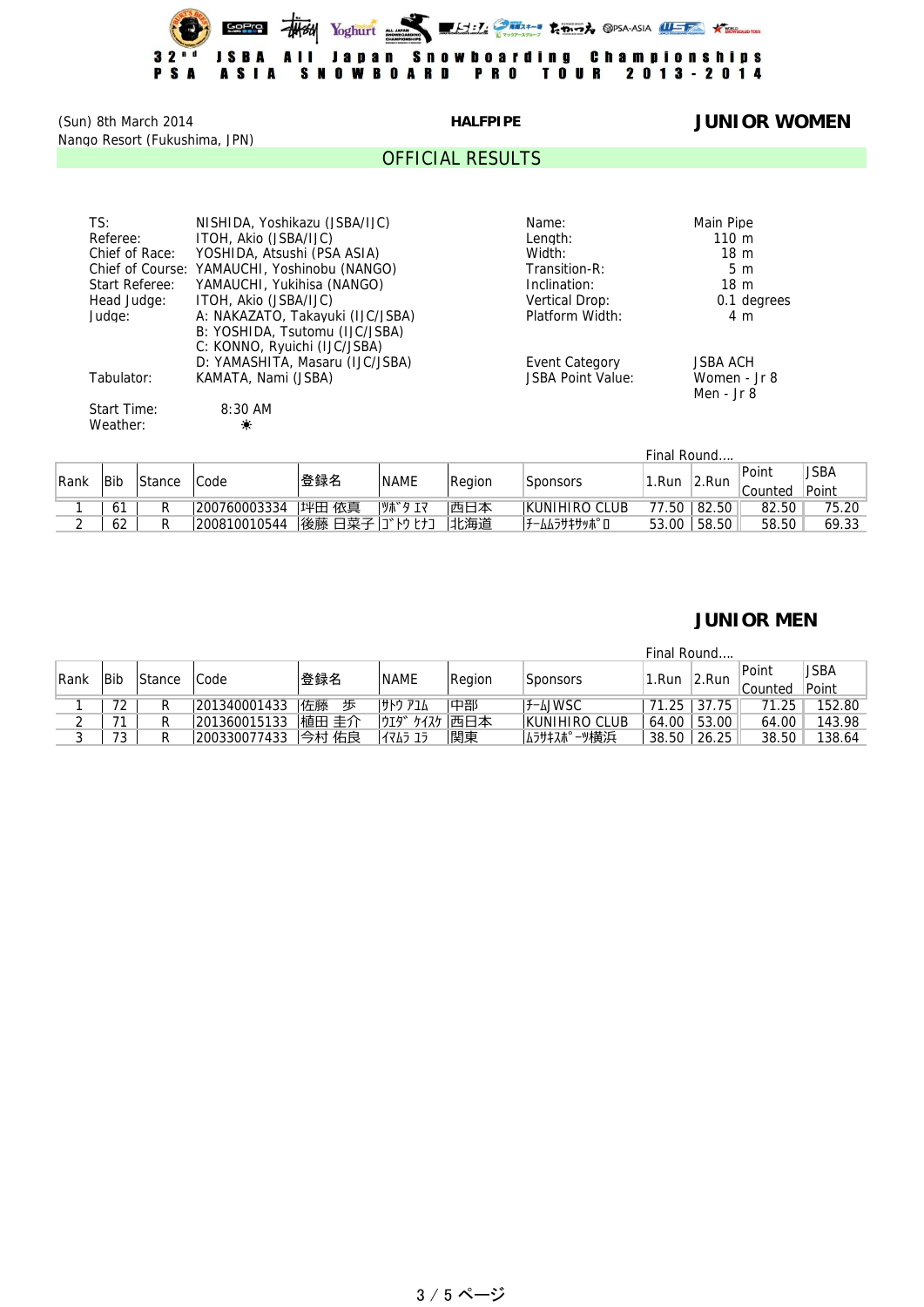32nd JSBA All Japan Snowboarding Championships
PSA ASIA SNOWBOARD PRO TOUR 2013-2014

(Sun) 8th March 2014
Nango Resort (Fukushima, JPN)

**HALFPIPE**

## JUNIOR WOMEN

### OFFICIAL RESULTS

TS: NISHIDA, Yoshikazu (JSBA/IJC)
Referee: ITOH, Akio (JSBA/IJC)
Chief of Race: YOSHIDA, Atsushi (PSA ASIA)
Chief of Course: YAMAUCHI, Yoshinobu (NANGO)
Start Referee: YAMAUCHI, Yukihisa (NANGO)
Head Judge: ITOH, Akio (JSBA/IJC)
Judge: A: NAKAZATO, Takayuki (IJC/JSBA)
B: YOSHIDA, Tsutomu (IJC/JSBA)
C: KONNO, Ryuichi (IJC/JSBA)
D: YAMASHITA, Masaru (IJC/JSBA)
Tabulator: KAMATA, Nami (JSBA)

Start Time: 8:30 AM
Weather: ☀

Name: Main Pipe
Length: 110 m
Width: 18 m
Transition-R: 5 m
Inclination: 18 m
Vertical Drop: 0.1 degrees
Platform Width: 4 m

Event Category: JSBA ACH
JSBA Point Value: Women - Jr 8
Men - Jr 8

Final Round....

| Rank | Bib | Stance | Code | 登録名 | NAME | Region | Sponsors | 1.Run | 2.Run | Point Counted | JSBA Point |
|---|---|---|---|---|---|---|---|---|---|---|---|
| 1 | 61 | R | 200760003334 | 坪田 依真 | ﾂﾎﾞﾀ ｴﾏ | 西日本 | KUNIHIRO CLUB | 77.50 | 82.50 | 82.50 | 75.20 |
| 2 | 62 | R | 200810010544 | 後藤 日菜子 | ｺﾞﾄｳ ﾋﾅｺ | 北海道 | ﾁｰﾑﾑﾗｻｷｻｯﾎﾟﾛ | 53.00 | 58.50 | 58.50 | 69.33 |

## JUNIOR MEN

Final Round....

| Rank | Bib | Stance | Code | 登録名 | NAME | Region | Sponsors | 1.Run | 2.Run | Point Counted | JSBA Point |
|---|---|---|---|---|---|---|---|---|---|---|---|
| 1 | 72 | R | 201340001433 | 佐藤　歩 | ｻﾄｳ ｱﾕﾑ | 中部 | ﾁｰﾑJWSC | 71.25 | 37.75 | 71.25 | 152.80 |
| 2 | 71 | R | 201360015133 | 植田 圭介 | ｳｴﾀﾞ ｹｲｽｹ | 西日本 | KUNIHIRO CLUB | 64.00 | 53.00 | 64.00 | 143.98 |
| 3 | 73 | R | 200330077433 | 今村 佑良 | ｲﾏﾑﾗ ﾕﾗ | 関東 | ﾑﾗｻｷｽﾎﾟｰﾂ横浜 | 38.50 | 26.25 | 38.50 | 138.64 |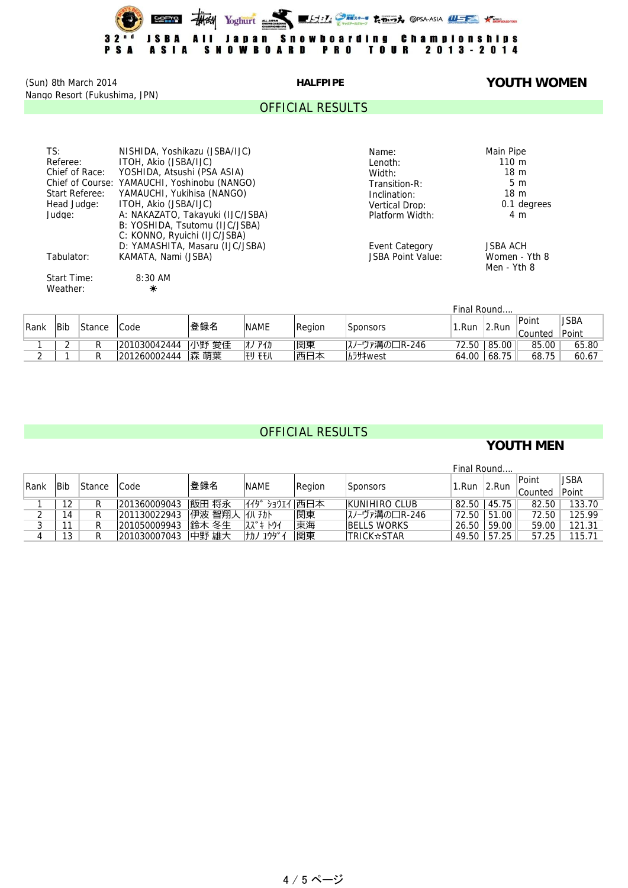32nd JSBA All Japan Snowboarding Championships
PSA ASIA SNOWBOARD PRO TOUR 2013-2014

(Sun) 8th March 2014
Nango Resort (Fukushima, JPN)

**HALFPIPE**

## YOUTH WOMEN

## OFFICIAL RESULTS

| | |
|---|---|
| TS: | NISHIDA, Yoshikazu (JSBA/IJC) |
| Referee: | ITOH, Akio (JSBA/IJC) |
| Chief of Race: | YOSHIDA, Atsushi (PSA ASIA) |
| Chief of Course: | YAMAUCHI, Yoshinobu (NANGO) |
| Start Referee: | YAMAUCHI, Yukihisa (NANGO) |
| Head Judge: | ITOH, Akio (JSBA/IJC) |
| Judge: | A: NAKAZATO, Takayuki (IJC/JSBA) |
| | B: YOSHIDA, Tsutomu (IJC/JSBA) |
| | C: KONNO, Ryuichi (IJC/JSBA) |
| | D: YAMASHITA, Masaru (IJC/JSBA) |
| Tabulator: | KAMATA, Nami (JSBA) |
| Start Time: | 8:30 AM |
| Weather: | ☀ |

| | |
|---|---|
| Name: | Main Pipe |
| Length: | 110 m |
| Width: | 18 m |
| Transition-R: | 5 m |
| Inclination: | 18 m |
| Vertical Drop: | 0.1 degrees |
| Platform Width: | 4 m |
| Event Category | JSBA ACH |
| JSBA Point Value: | Women - Yth 8 |
| | Men - Yth 8 |

Final Round....

| Rank | Bib | Stance | Code | 登録名 | NAME | Region | Sponsors | 1.Run | 2.Run | Point Counted | JSBA Point |
|---|---|---|---|---|---|---|---|---|---|---|---|
| 1 | 2 | R | 201030042444 | 小野 愛佳 | ｵﾉ ｱｲｶ | 関東 | ｽﾉｰｳﾞｧ溝の口R-246 | 72.50 | 85.00 | 85.00 | 65.80 |
| 2 | 1 | R | 201260002444 | 森 萌葉 | ﾓﾘ ﾓﾓﾊ | 西日本 | ﾑﾗｻｷwest | 64.00 | 68.75 | 68.75 | 60.67 |

## OFFICIAL RESULTS

## YOUTH MEN

Final Round....

| Rank | Bib | Stance | Code | 登録名 | NAME | Region | Sponsors | 1.Run | 2.Run | Point Counted | JSBA Point |
|---|---|---|---|---|---|---|---|---|---|---|---|
| 1 | 12 | R | 201360009043 | 飯田 将永 | ｲｲﾀﾞ ｼｮｳｴｲ | 西日本 | KUNIHIRO CLUB | 82.50 | 45.75 | 82.50 | 133.70 |
| 2 | 14 | R | 201130022943 | 伊波 智翔人 | ｲﾊ ﾁｶﾄ | 関東 | ｽﾉｰｳﾞｧ溝の口R-246 | 72.50 | 51.00 | 72.50 | 125.99 |
| 3 | 11 | R | 201050009943 | 鈴木 冬生 | ｽｽﾞｷ ﾄｳｲ | 東海 | BELLS WORKS | 26.50 | 59.00 | 59.00 | 121.31 |
| 4 | 13 | R | 201030007043 | 中野 雄大 | ﾅｶﾉ ﾕｳﾀﾞｲ | 関東 | TRICK☆STAR | 49.50 | 57.25 | 57.25 | 115.71 |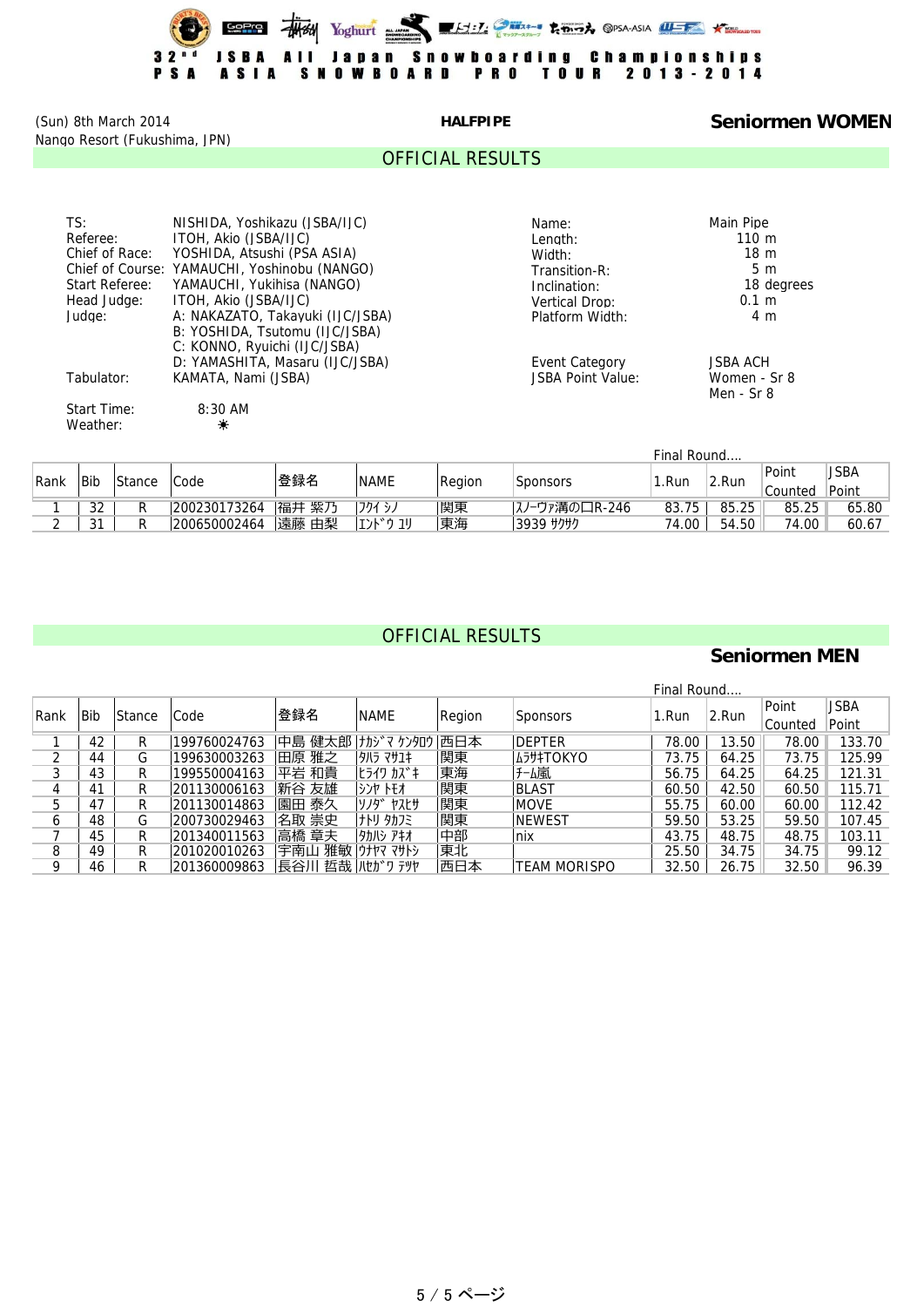32nd JSBA All Japan Snowboarding Championships
PSA ASIA SNOWBOARD PRO TOUR 2013-2014

(Sun) 8th March 2014 — **HALFPIPE** — **Seniormen WOMEN**

Nango Resort (Fukushima, JPN)

## OFFICIAL RESULTS

| | |
|---|---|
| TS: | NISHIDA, Yoshikazu (JSBA/IJC) |
| Referee: | ITOH, Akio (JSBA/IJC) |
| Chief of Race: | YOSHIDA, Atsushi (PSA ASIA) |
| Chief of Course: | YAMAUCHI, Yoshinobu (NANGO) |
| Start Referee: | YAMAUCHI, Yukihisa (NANGO) |
| Head Judge: | ITOH, Akio (JSBA/IJC) |
| Judge: | A: NAKAZATO, Takayuki (IJC/JSBA) |
| | B: YOSHIDA, Tsutomu (IJC/JSBA) |
| | C: KONNO, Ryuichi (IJC/JSBA) |
| | D: YAMASHITA, Masaru (IJC/JSBA) |
| Tabulator: | KAMATA, Nami (JSBA) |
| Start Time: | 8:30 AM |
| Weather: | ☀ |

| | |
|---|---|
| Name: | Main Pipe |
| Length: | 110 m |
| Width: | 18 m |
| Transition-R: | 5 m |
| Inclination: | 18 degrees |
| Vertical Drop: | 0.1 m |
| Platform Width: | 4 m |
| Event Category | JSBA ACH |
| JSBA Point Value: | Women - Sr 8 |
| | Men - Sr 8 |

Final Round....

| Rank | Bib | Stance | Code | 登録名 | NAME | Region | Sponsors | 1.Run | 2.Run | Point Counted | JSBA Point |
|---|---|---|---|---|---|---|---|---|---|---|---|
| 1 | 32 | R | 200230173264 | 福井 紫乃 | ﾌｸｲ ｼﾉ | 関東 | ｽﾉｰｳﾞｧ溝の口R-246 | 83.75 | 85.25 | 85.25 | 65.80 |
| 2 | 31 | R | 200650002464 | 遠藤 由梨 | ｴﾝﾄﾞｳ ﾕﾘ | 東海 | 3939 ｻｸｻｸ | 74.00 | 54.50 | 74.00 | 60.67 |

## OFFICIAL RESULTS

**Seniormen MEN**

Final Round....

| Rank | Bib | Stance | Code | 登録名 | NAME | Region | Sponsors | 1.Run | 2.Run | Point Counted | JSBA Point |
|---|---|---|---|---|---|---|---|---|---|---|---|
| 1 | 42 | R | 199760024763 | 中島 健太郎 | ﾅｶｼﾞﾏ ｹﾝﾀﾛｳ | 西日本 | DEPTER | 78.00 | 13.50 | 78.00 | 133.70 |
| 2 | 44 | G | 199630003263 | 田原 雅之 | ﾀﾊﾗ ﾏｻﾕｷ | 関東 | ﾑﾗｻｷTOKYO | 73.75 | 64.25 | 73.75 | 125.99 |
| 3 | 43 | R | 199550004163 | 平岩 和貴 | ﾋﾗｲﾜ ｶｽﾞｷ | 東海 | ﾁｰﾑ嵐 | 56.75 | 64.25 | 64.25 | 121.31 |
| 4 | 41 | R | 201130006163 | 新谷 友雄 | ｼﾝﾔ ﾄﾓｵ | 関東 | BLAST | 60.50 | 42.50 | 60.50 | 115.71 |
| 5 | 47 | R | 201130014863 | 園田 泰久 | ｿﾉﾀﾞ ﾔｽﾋｻ | 関東 | MOVE | 55.75 | 60.00 | 60.00 | 112.42 |
| 6 | 48 | G | 200730029463 | 名取 崇史 | ﾅﾄﾘ ﾀｶﾌﾐ | 関東 | NEWEST | 59.50 | 53.25 | 59.50 | 107.45 |
| 7 | 45 | R | 201340011563 | 高橋 章夫 | ﾀｶﾊｼ ｱｷｵ | 中部 | nix | 43.75 | 48.75 | 48.75 | 103.11 |
| 8 | 49 | R | 201020010263 | 宇南山 雅敏 | ｳﾅﾔﾏ ﾏｻﾄｼ | 東北 | | 25.50 | 34.75 | 34.75 | 99.12 |
| 9 | 46 | R | 201360009863 | 長谷川 哲哉 | ﾊｾｶﾞﾜ ﾃﾂﾔ | 西日本 | TEAM MORISPO | 32.50 | 26.75 | 32.50 | 96.39 |